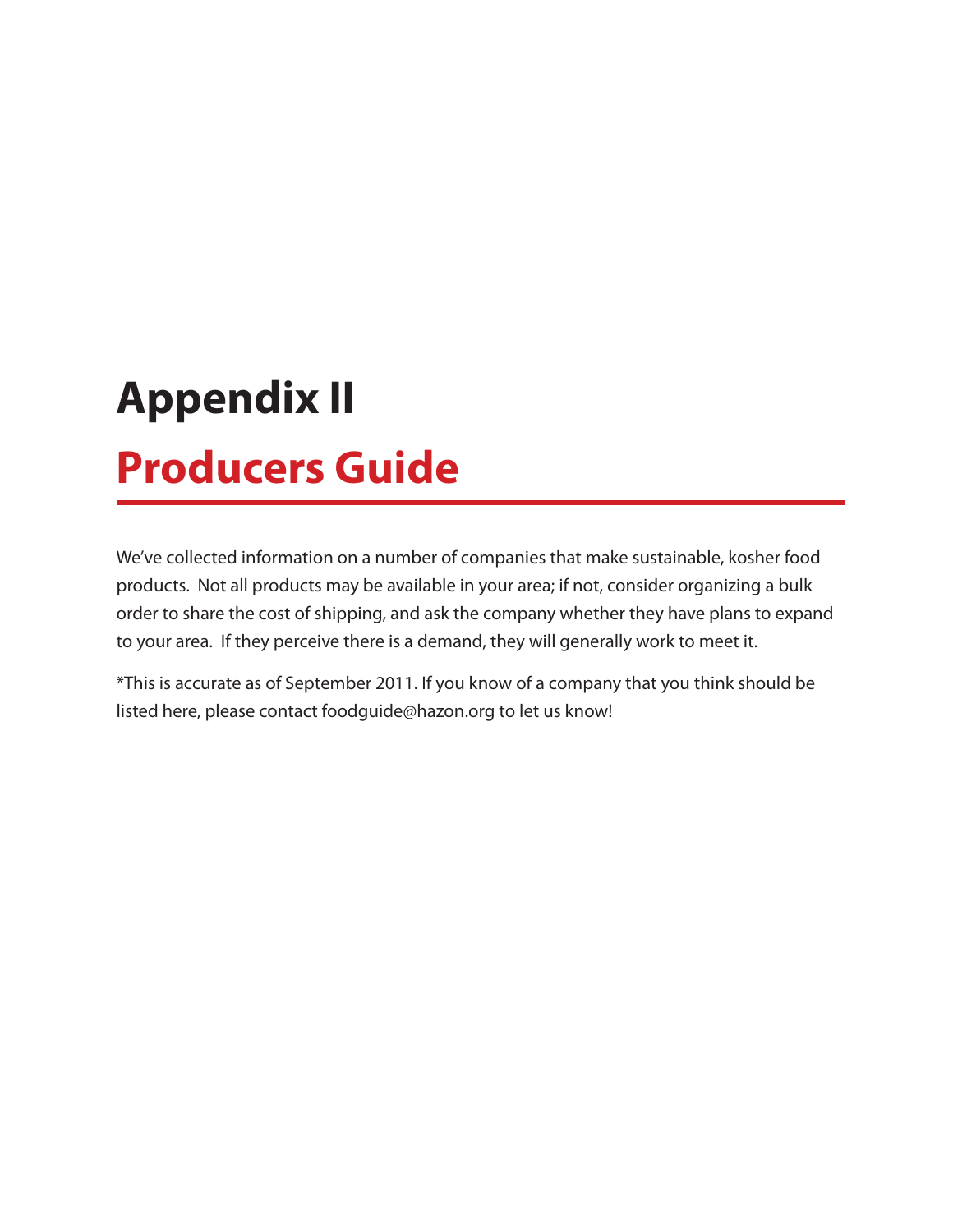# Appendix II

## Producers Guide

We've collected information on a number of companies that make sustainable, kosher food products. Not all products may be available in your area; if not, consider organizing a bulk order to share the cost of shipping, and ask the company whether they have plans to expand to your area. If they perceive there is a demand, they will generally work to meet it.

*This is accurate as of September 2011. If you know of a company that you think should be listed here, please contact foodguide@hazon.org to let us know!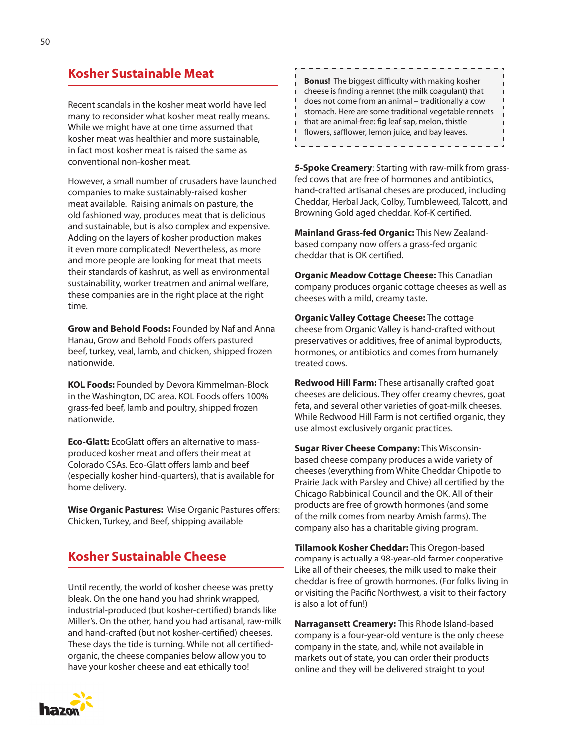## Kosher Sustainable Meat

Recent scandals in the kosher meat world have led many to reconsider what kosher meat really means. While we might have at one time assumed that kosher meat was healthier and more sustainable, in fact most kosher meat is raised the same as conventional non-kosher meat.

However, a small number of crusaders have launched companies to make sustainably-raised kosher meat available. Raising animals on pasture, the old fashioned way, produces meat that is delicious and sustainable, but is also complex and expensive. Adding on the layers of kosher production makes it even more complicated! Nevertheless, as more and more people are looking for meat that meets their standards of kashrut, as well as environmental sustainability, worker treatmen and animal welfare, these companies are in the right place at the right time.

**Grow and Behold Foods:** Founded by Naf and Anna Hanau, Grow and Behold Foods offers pastured beef, turkey, veal, lamb, and chicken, shipped frozen nationwide.

**KOL Foods:** Founded by Devora Kimmelman-Block in the Washington, DC area. KOL Foods offers 100% grass-fed beef, lamb and poultry, shipped frozen nationwide.

**Eco-Glatt:** EcoGlatt offers an alternative to mass-produced kosher meat and offers their meat at Colorado CSAs. Eco-Glatt offers lamb and beef (especially kosher hind-quarters), that is available for home delivery.

**Wise Organic Pastures:** Wise Organic Pastures offers: Chicken, Turkey, and Beef, shipping available

## Kosher Sustainable Cheese

Until recently, the world of kosher cheese was pretty bleak. On the one hand you had shrink wrapped, industrial-produced (but kosher-certified) brands like Miller's. On the other, hand you had artisanal, raw-milk and hand-crafted (but not kosher-certified) cheeses. These days the tide is turning. While not all certified-organic, the cheese companies below allow you to have your kosher cheese and eat ethically too!

**Bonus!** The biggest difficulty with making kosher cheese is finding a rennet (the milk coagulant) that does not come from an animal – traditionally a cow stomach. Here are some traditional vegetable rennets that are animal-free: fig leaf sap, melon, thistle flowers, safflower, lemon juice, and bay leaves.

**5-Spoke Creamery**: Starting with raw-milk from grass-fed cows that are free of hormones and antibiotics, hand-crafted artisanal cheses are produced, including Cheddar, Herbal Jack, Colby, Tumbleweed, Talcott, and Browning Gold aged cheddar. Kof-K certified.

**Mainland Grass-fed Organic:** This New Zealand-based company now offers a grass-fed organic cheddar that is OK certified.

**Organic Meadow Cottage Cheese:** This Canadian company produces organic cottage cheeses as well as cheeses with a mild, creamy taste.

**Organic Valley Cottage Cheese:** The cottage cheese from Organic Valley is hand-crafted without preservatives or additives, free of animal byproducts, hormones, or antibiotics and comes from humanely treated cows.

**Redwood Hill Farm:** These artisanally crafted goat cheeses are delicious. They offer creamy chevres, goat feta, and several other varieties of goat-milk cheeses. While Redwood Hill Farm is not certified organic, they use almost exclusively organic practices.

**Sugar River Cheese Company:** This Wisconsin-based cheese company produces a wide variety of cheeses (everything from White Cheddar Chipotle to Prairie Jack with Parsley and Chive) all certified by the Chicago Rabbinical Council and the OK. All of their products are free of growth hormones (and some of the milk comes from nearby Amish farms). The company also has a charitable giving program.

**Tillamook Kosher Cheddar:** This Oregon-based company is actually a 98-year-old farmer cooperative. Like all of their cheeses, the milk used to make their cheddar is free of growth hormones. (For folks living in or visiting the Pacific Northwest, a visit to their factory is also a lot of fun!)

**Narragansett Creamery:** This Rhode Island-based company is a four-year-old venture is the only cheese company in the state, and, while not available in markets out of state, you can order their products online and they will be delivered straight to you!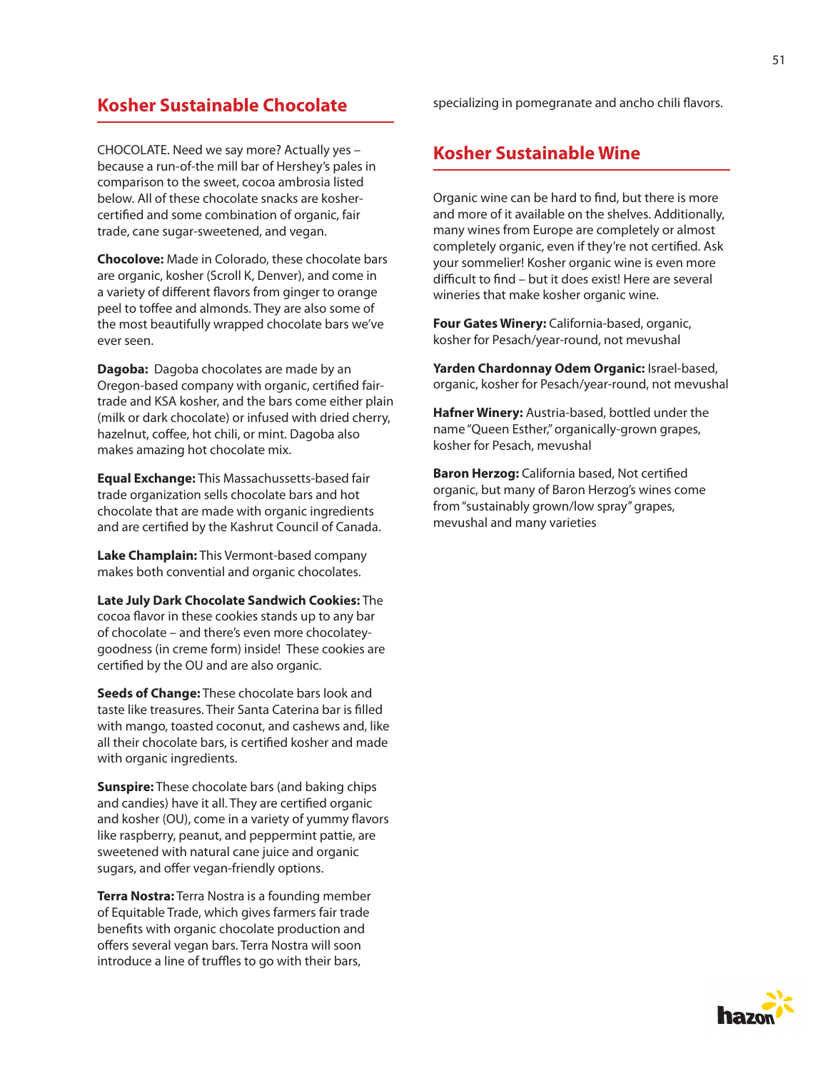## Kosher Sustainable Chocolate

CHOCOLATE. Need we say more? Actually yes – because a run-of-the mill bar of Hershey's pales in comparison to the sweet, cocoa ambrosia listed below. All of these chocolate snacks are kosher-certified and some combination of organic, fair trade, cane sugar-sweetened, and vegan.

**Chocolove:** Made in Colorado, these chocolate bars are organic, kosher (Scroll K, Denver), and come in a variety of different flavors from ginger to orange peel to toffee and almonds. They are also some of the most beautifully wrapped chocolate bars we've ever seen.

**Dagoba:** Dagoba chocolates are made by an Oregon-based company with organic, certified fair-trade and KSA kosher, and the bars come either plain (milk or dark chocolate) or infused with dried cherry, hazelnut, coffee, hot chili, or mint. Dagoba also makes amazing hot chocolate mix.

**Equal Exchange:** This Massachussetts-based fair trade organization sells chocolate bars and hot chocolate that are made with organic ingredients and are certified by the Kashrut Council of Canada.

**Lake Champlain:** This Vermont-based company makes both convential and organic chocolates.

**Late July Dark Chocolate Sandwich Cookies:** The cocoa flavor in these cookies stands up to any bar of chocolate – and there's even more chocolatey-goodness (in creme form) inside! These cookies are certified by the OU and are also organic.

**Seeds of Change:** These chocolate bars look and taste like treasures. Their Santa Caterina bar is filled with mango, toasted coconut, and cashews and, like all their chocolate bars, is certified kosher and made with organic ingredients.

**Sunspire:** These chocolate bars (and baking chips and candies) have it all. They are certified organic and kosher (OU), come in a variety of yummy flavors like raspberry, peanut, and peppermint pattie, are sweetened with natural cane juice and organic sugars, and offer vegan-friendly options.

**Terra Nostra:** Terra Nostra is a founding member of Equitable Trade, which gives farmers fair trade benefits with organic chocolate production and offers several vegan bars. Terra Nostra will soon introduce a line of truffles to go with their bars, specializing in pomegranate and ancho chili flavors.

## Kosher Sustainable Wine

Organic wine can be hard to find, but there is more and more of it available on the shelves. Additionally, many wines from Europe are completely or almost completely organic, even if they're not certified. Ask your sommelier! Kosher organic wine is even more difficult to find – but it does exist! Here are several wineries that make kosher organic wine.

**Four Gates Winery:** California-based, organic, kosher for Pesach/year-round, not mevushal

**Yarden Chardonnay Odem Organic:** Israel-based, organic, kosher for Pesach/year-round, not mevushal

**Hafner Winery:** Austria-based, bottled under the name "Queen Esther," organically-grown grapes, kosher for Pesach, mevushal

**Baron Herzog:** California based, Not certified organic, but many of Baron Herzog's wines come from "sustainably grown/low spray" grapes, mevushal and many varieties